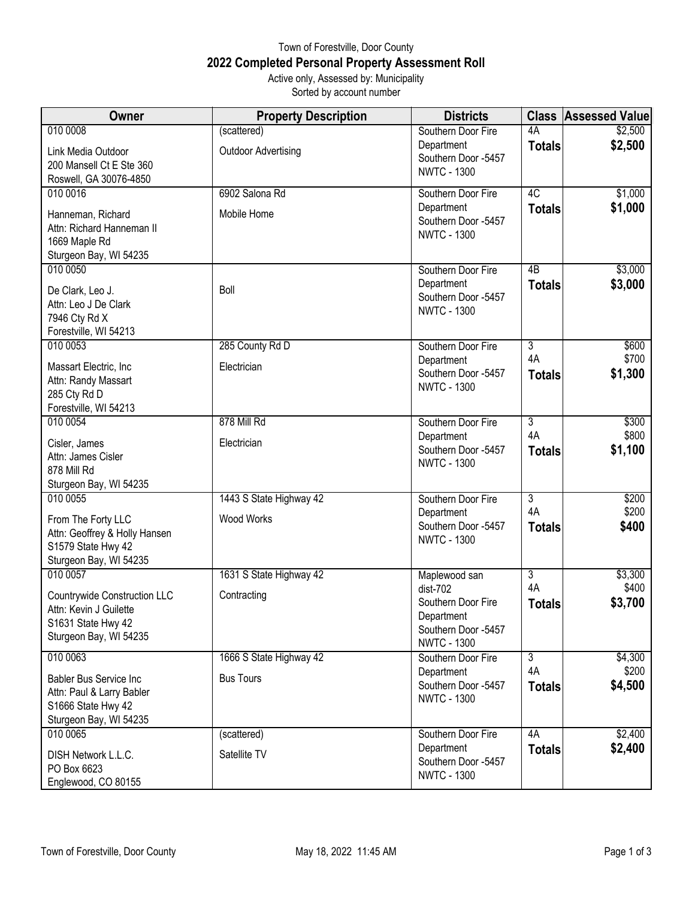Town of Forestville, Door County

# 2022 Completed Personal Property Assessment Roll

Active only, Assessed by: Municipality

Sorted by account number

| Owner | Property Description | Districts | Class | Assessed Value |
|---|---|---|---|---|
| 010 0008<br>Link Media Outdoor<br>200 Mansell Ct E Ste 360<br>Roswell, GA 30076-4850 | (scattered)<br>Outdoor Advertising | Southern Door Fire Department<br>Southern Door -5457<br>NWTC - 1300 | 4A<br>**Totals** | $2,500<br>**$2,500** |
| 010 0016<br>Hanneman, Richard<br>Attn: Richard Hanneman II<br>1669 Maple Rd<br>Sturgeon Bay, WI 54235 | 6902 Salona Rd<br>Mobile Home | Southern Door Fire Department<br>Southern Door -5457<br>NWTC - 1300 | 4C<br>**Totals** | $1,000<br>**$1,000** |
| 010 0050<br>De Clark, Leo J.<br>Attn: Leo J De Clark<br>7946 Cty Rd X<br>Forestville, WI 54213 | Boll | Southern Door Fire Department<br>Southern Door -5457<br>NWTC - 1300 | 4B<br>**Totals** | $3,000<br>**$3,000** |
| 010 0053<br>Massart Electric, Inc<br>Attn: Randy Massart<br>285 Cty Rd D<br>Forestville, WI 54213 | 285 County Rd D<br>Electrician | Southern Door Fire Department<br>Southern Door -5457<br>NWTC - 1300 | 3<br>4A<br>**Totals** | $600<br>$700<br>**$1,300** |
| 010 0054<br>Cisler, James<br>Attn: James Cisler<br>878 Mill Rd<br>Sturgeon Bay, WI 54235 | 878 Mill Rd<br>Electrician | Southern Door Fire Department<br>Southern Door -5457<br>NWTC - 1300 | 3<br>4A<br>**Totals** | $300<br>$800<br>**$1,100** |
| 010 0055<br>From The Forty LLC<br>Attn: Geoffrey & Holly Hansen<br>S1579 State Hwy 42<br>Sturgeon Bay, WI 54235 | 1443 S State Highway 42<br>Wood Works | Southern Door Fire Department<br>Southern Door -5457<br>NWTC - 1300 | 3<br>4A<br>**Totals** | $200<br>$200<br>**$400** |
| 010 0057<br>Countrywide Construction LLC<br>Attn: Kevin J Guilette<br>S1631 State Hwy 42<br>Sturgeon Bay, WI 54235 | 1631 S State Highway 42<br>Contracting | Maplewood san dist-702<br>Southern Door Fire Department<br>Southern Door -5457<br>NWTC - 1300 | 3<br>4A<br>**Totals** | $3,300<br>$400<br>**$3,700** |
| 010 0063<br>Babler Bus Service Inc<br>Attn: Paul & Larry Babler<br>S1666 State Hwy 42<br>Sturgeon Bay, WI 54235 | 1666 S State Highway 42<br>Bus Tours | Southern Door Fire Department<br>Southern Door -5457<br>NWTC - 1300 | 3<br>4A<br>**Totals** | $4,300<br>$200<br>**$4,500** |
| 010 0065<br>DISH Network L.L.C.<br>PO Box 6623<br>Englewood, CO 80155 | (scattered)<br>Satellite TV | Southern Door Fire Department<br>Southern Door -5457<br>NWTC - 1300 | 4A<br>**Totals** | $2,400<br>**$2,400** |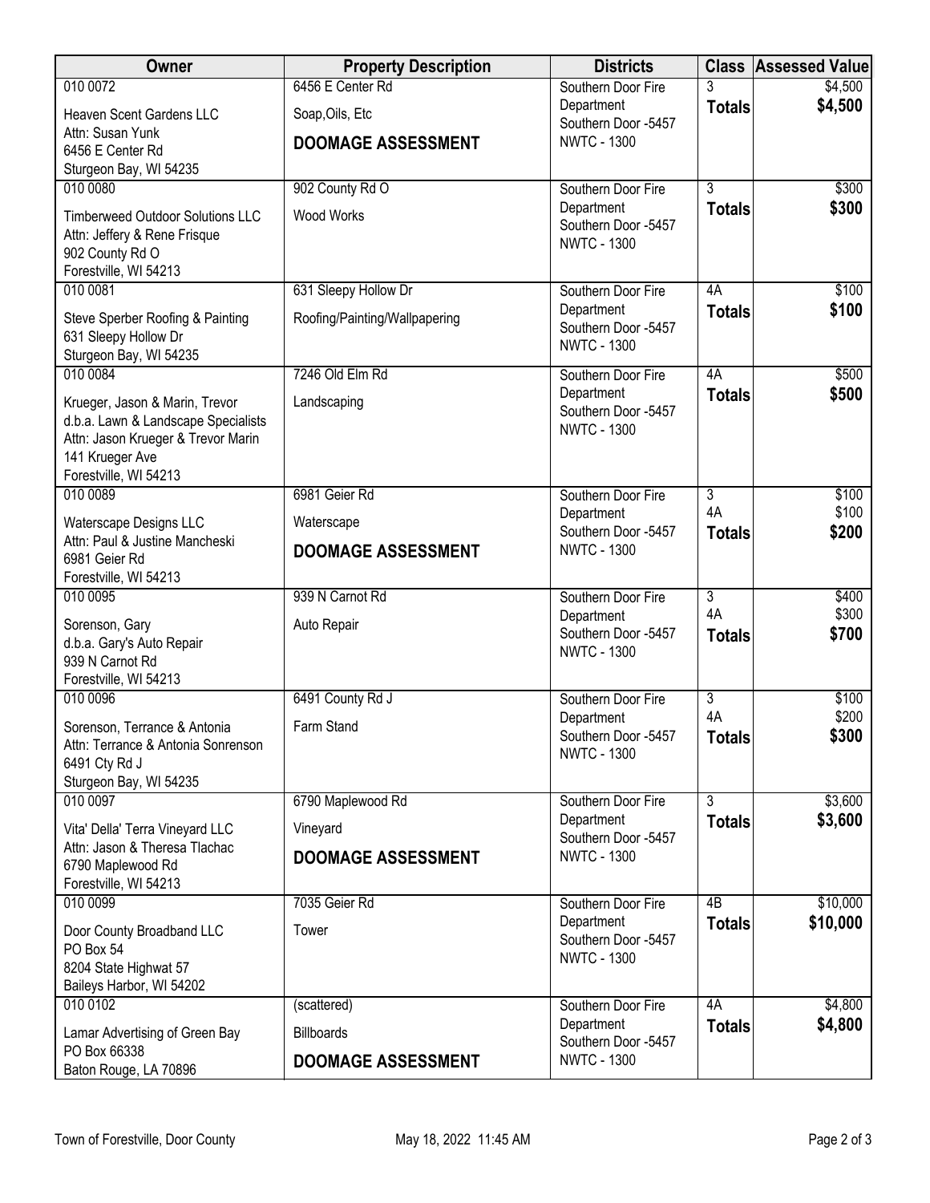| Owner | Property Description | Districts | Class | Assessed Value |
|---|---|---|---|---|
| 010 0072<br>Heaven Scent Gardens LLC<br>Attn: Susan Yunk<br>6456 E Center Rd<br>Sturgeon Bay, WI 54235 | 6456 E Center Rd<br>Soap,Oils, Etc<br>**DOOMAGE ASSESSMENT** | Southern Door Fire Department<br>Southern Door -5457<br>NWTC - 1300 | 3<br>**Totals** | \$4,500<br>**\$4,500** |
| 010 0080<br>Timberweed Outdoor Solutions LLC<br>Attn: Jeffery & Rene Frisque<br>902 County Rd O<br>Forestville, WI 54213 | 902 County Rd O<br>Wood Works | Southern Door Fire Department<br>Southern Door -5457<br>NWTC - 1300 | 3<br>**Totals** | \$300<br>**\$300** |
| 010 0081<br>Steve Sperber Roofing & Painting<br>631 Sleepy Hollow Dr<br>Sturgeon Bay, WI 54235 | 631 Sleepy Hollow Dr<br>Roofing/Painting/Wallpapering | Southern Door Fire Department<br>Southern Door -5457<br>NWTC - 1300 | 4A<br>**Totals** | \$100<br>**\$100** |
| 010 0084<br>Krueger, Jason & Marin, Trevor<br>d.b.a. Lawn & Landscape Specialists<br>Attn: Jason Krueger & Trevor Marin<br>141 Krueger Ave<br>Forestville, WI 54213 | 7246 Old Elm Rd<br>Landscaping | Southern Door Fire Department<br>Southern Door -5457<br>NWTC - 1300 | 4A<br>**Totals** | \$500<br>**\$500** |
| 010 0089<br>Waterscape Designs LLC<br>Attn: Paul & Justine Mancheski<br>6981 Geier Rd<br>Forestville, WI 54213 | 6981 Geier Rd<br>Waterscape<br>**DOOMAGE ASSESSMENT** | Southern Door Fire Department<br>Southern Door -5457<br>NWTC - 1300 | 3<br>4A<br>**Totals** | \$100<br>\$100<br>**\$200** |
| 010 0095<br>Sorenson, Gary<br>d.b.a. Gary's Auto Repair<br>939 N Carnot Rd<br>Forestville, WI 54213 | 939 N Carnot Rd<br>Auto Repair | Southern Door Fire Department<br>Southern Door -5457<br>NWTC - 1300 | 3<br>4A<br>**Totals** | \$400<br>\$300<br>**\$700** |
| 010 0096<br>Sorenson, Terrance & Antonia<br>Attn: Terrance & Antonia Sonrenson<br>6491 Cty Rd J<br>Sturgeon Bay, WI 54235 | 6491 County Rd J<br>Farm Stand | Southern Door Fire Department<br>Southern Door -5457<br>NWTC - 1300 | 3<br>4A<br>**Totals** | \$100<br>\$200<br>**\$300** |
| 010 0097<br>Vita' Della' Terra Vineyard LLC<br>Attn: Jason & Theresa Tlachac<br>6790 Maplewood Rd<br>Forestville, WI 54213 | 6790 Maplewood Rd<br>Vineyard<br>**DOOMAGE ASSESSMENT** | Southern Door Fire Department<br>Southern Door -5457<br>NWTC - 1300 | 3<br>**Totals** | \$3,600<br>**\$3,600** |
| 010 0099<br>Door County Broadband LLC<br>PO Box 54<br>8204 State Highwat 57<br>Baileys Harbor, WI 54202 | 7035 Geier Rd<br>Tower | Southern Door Fire Department<br>Southern Door -5457<br>NWTC - 1300 | 4B<br>**Totals** | \$10,000<br>**\$10,000** |
| 010 0102<br>Lamar Advertising of Green Bay<br>PO Box 66338<br>Baton Rouge, LA 70896 | (scattered)<br>Billboards<br>**DOOMAGE ASSESSMENT** | Southern Door Fire Department<br>Southern Door -5457<br>NWTC - 1300 | 4A<br>**Totals** | \$4,800<br>**\$4,800** |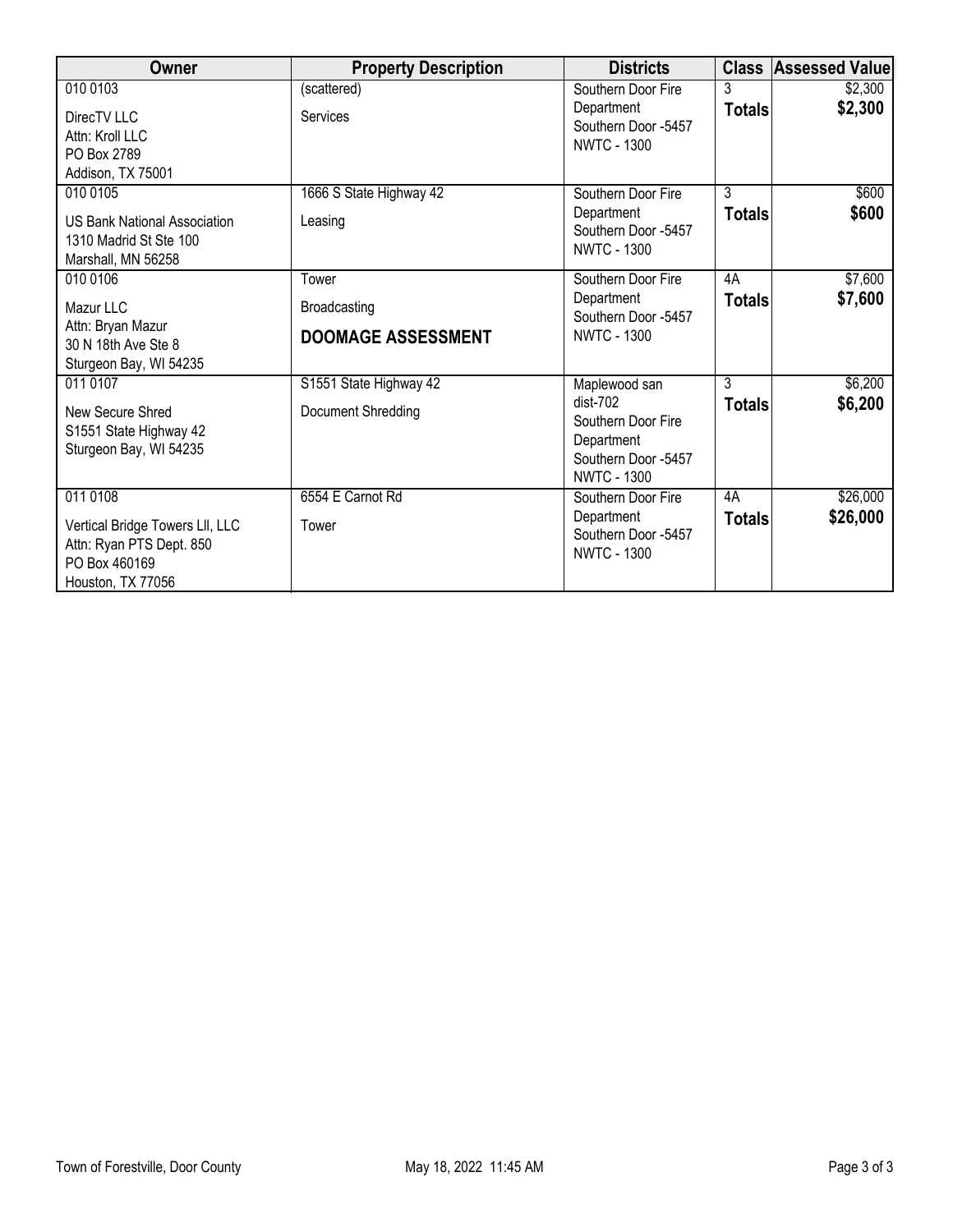| Owner | Property Description | Districts | Class | Assessed Value |
|---|---|---|---|---|
| 010 0103<br>DirecTV LLC<br>Attn: Kroll LLC<br>PO Box 2789<br>Addison, TX 75001 | (scattered)<br>Services | Southern Door Fire Department<br>Southern Door -5457<br>NWTC - 1300 | 3<br>**Totals** | $2,300<br>**$2,300** |
| 010 0105<br>US Bank National Association<br>1310 Madrid St Ste 100<br>Marshall, MN 56258 | 1666 S State Highway 42<br>Leasing | Southern Door Fire Department<br>Southern Door -5457<br>NWTC - 1300 | 3<br>**Totals** | $600<br>**$600** |
| 010 0106<br>Mazur LLC<br>Attn: Bryan Mazur<br>30 N 18th Ave Ste 8<br>Sturgeon Bay, WI 54235 | Tower<br>Broadcasting<br>**DOOMAGE ASSESSMENT** | Southern Door Fire Department<br>Southern Door -5457<br>NWTC - 1300 | 4A<br>**Totals** | $7,600<br>**$7,600** |
| 011 0107<br>New Secure Shred<br>S1551 State Highway 42<br>Sturgeon Bay, WI 54235 | S1551 State Highway 42<br>Document Shredding | Maplewood san dist-702<br>Southern Door Fire Department<br>Southern Door -5457<br>NWTC - 1300 | 3<br>**Totals** | $6,200<br>**$6,200** |
| 011 0108<br>Vertical Bridge Towers LlI, LLC<br>Attn: Ryan PTS Dept. 850<br>PO Box 460169<br>Houston, TX 77056 | 6554 E Carnot Rd<br>Tower | Southern Door Fire Department<br>Southern Door -5457<br>NWTC - 1300 | 4A<br>**Totals** | $26,000<br>**$26,000** |

Town of Forestville, Door County    May 18, 2022 11:45 AM